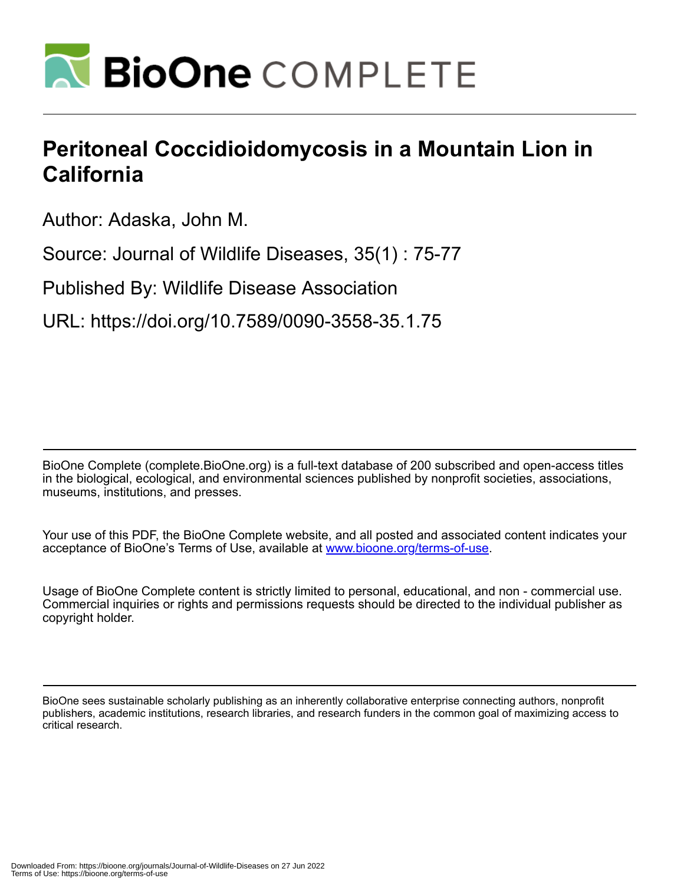# Peritoneal Coccidioidomycosis in a Mountain Lion in California

Author: Adaska, John M.

Source: Journal of Wildlife Diseases, 35(1) : 75-77

Published By: Wildlife Disease Association

URL: https://doi.org/10.7589/0090-3558-35.1.75

---

BioOne Complete (complete.BioOne.org) is a full-text database of 200 subscribed and open-access titles in the biological, ecological, and environmental sciences published by nonprofit societies, associations, museums, institutions, and presses.

Your use of this PDF, the BioOne Complete website, and all posted and associated content indicates your acceptance of BioOne's Terms of Use, available at www.bioone.org/terms-of-use.

Usage of BioOne Complete content is strictly limited to personal, educational, and non - commercial use. Commercial inquiries or rights and permissions requests should be directed to the individual publisher as copyright holder.

---

BioOne sees sustainable scholarly publishing as an inherently collaborative enterprise connecting authors, nonprofit publishers, academic institutions, research libraries, and research funders in the common goal of maximizing access to critical research.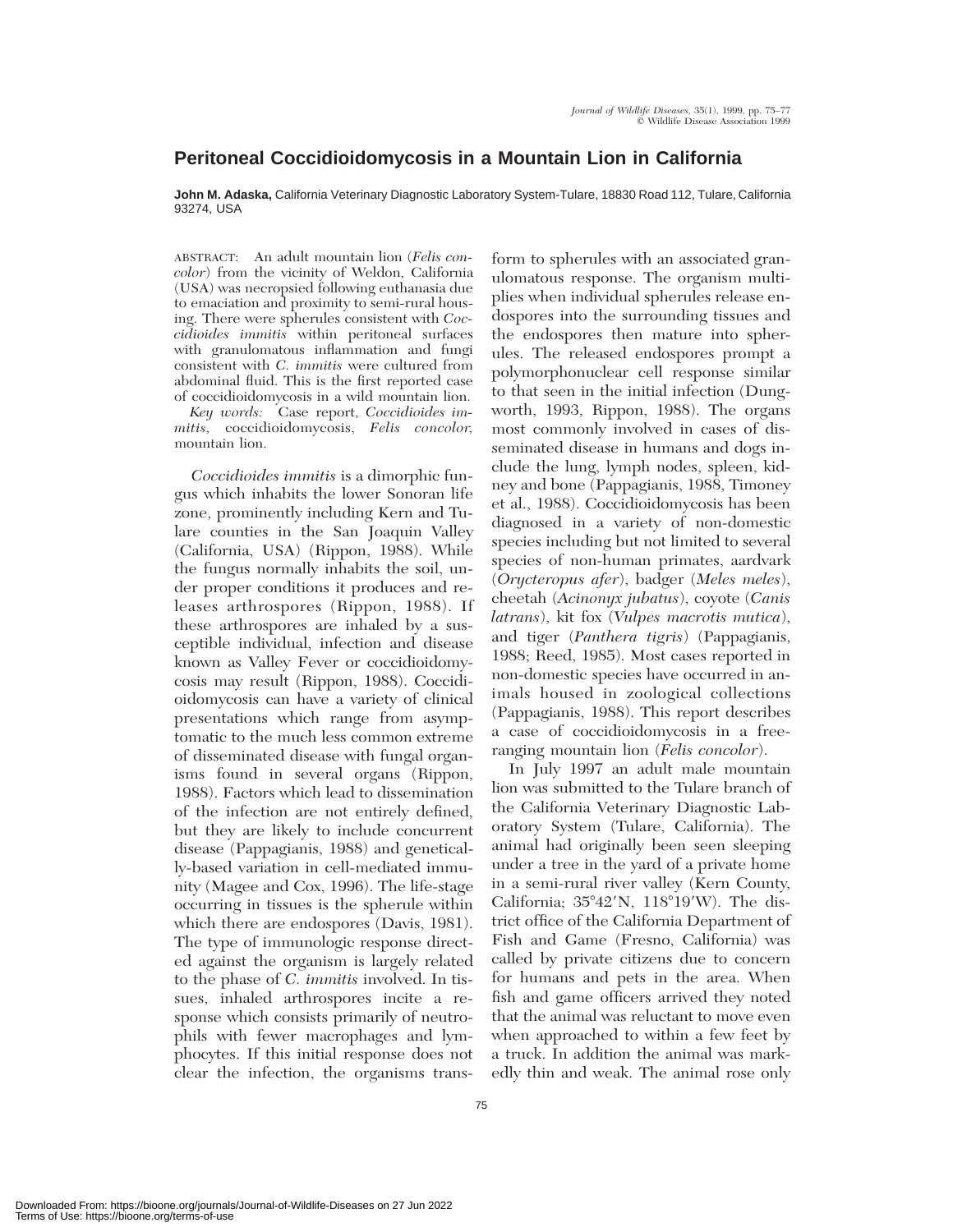# Peritoneal Coccidioidomycosis in a Mountain Lion in California

**John M. Adaska,** California Veterinary Diagnostic Laboratory System-Tulare, 18830 Road 112, Tulare, California 93274, USA

ABSTRACT: An adult mountain lion (*Felis concolor*) from the vicinity of Weldon, California (USA) was necropsied following euthanasia due to emaciation and proximity to semi-rural housing. There were spherules consistent with *Coccidioides immitis* within peritoneal surfaces with granulomatous inflammation and fungi consistent with *C. immitis* were cultured from abdominal fluid. This is the first reported case of coccidioidomycosis in a wild mountain lion.

*Key words:* Case report, *Coccidioides immitis,* coccidioidomycosis, *Felis concolor,* mountain lion.

*Coccidioides immitis* is a dimorphic fungus which inhabits the lower Sonoran life zone, prominently including Kern and Tulare counties in the San Joaquin Valley (California, USA) (Rippon, 1988). While the fungus normally inhabits the soil, under proper conditions it produces and releases arthrospores (Rippon, 1988). If these arthrospores are inhaled by a susceptible individual, infection and disease known as Valley Fever or coccidioidomycosis may result (Rippon, 1988). Coccidioidomycosis can have a variety of clinical presentations which range from asymptomatic to the much less common extreme of disseminated disease with fungal organisms found in several organs (Rippon, 1988). Factors which lead to dissemination of the infection are not entirely defined, but they are likely to include concurrent disease (Pappagianis, 1988) and genetically-based variation in cell-mediated immunity (Magee and Cox, 1996). The life-stage occurring in tissues is the spherule within which there are endospores (Davis, 1981). The type of immunologic response directed against the organism is largely related to the phase of *C. immitis* involved. In tissues, inhaled arthrospores incite a response which consists primarily of neutrophils with fewer macrophages and lymphocytes. If this initial response does not clear the infection, the organisms transform to spherules with an associated granulomatous response. The organism multiplies when individual spherules release endospores into the surrounding tissues and the endospores then mature into spherules. The released endospores prompt a polymorphonuclear cell response similar to that seen in the initial infection (Dungworth, 1993, Rippon, 1988). The organs most commonly involved in cases of disseminated disease in humans and dogs include the lung, lymph nodes, spleen, kidney and bone (Pappagianis, 1988, Timoney et al., 1988). Coccidioidomycosis has been diagnosed in a variety of non-domestic species including but not limited to several species of non-human primates, aardvark (*Orycteropus afer*), badger (*Meles meles*), cheetah (*Acinonyx jubatus*), coyote (*Canis latrans*), kit fox (*Vulpes macrotis mutica*), and tiger (*Panthera tigris*) (Pappagianis, 1988; Reed, 1985). Most cases reported in non-domestic species have occurred in animals housed in zoological collections (Pappagianis, 1988). This report describes a case of coccidioidomycosis in a free-ranging mountain lion (*Felis concolor*).

In July 1997 an adult male mountain lion was submitted to the Tulare branch of the California Veterinary Diagnostic Laboratory System (Tulare, California). The animal had originally been seen sleeping under a tree in the yard of a private home in a semi-rural river valley (Kern County, California; 35°42′N, 118°19′W). The district office of the California Department of Fish and Game (Fresno, California) was called by private citizens due to concern for humans and pets in the area. When fish and game officers arrived they noted that the animal was reluctant to move even when approached to within a few feet by a truck. In addition the animal was markedly thin and weak. The animal rose only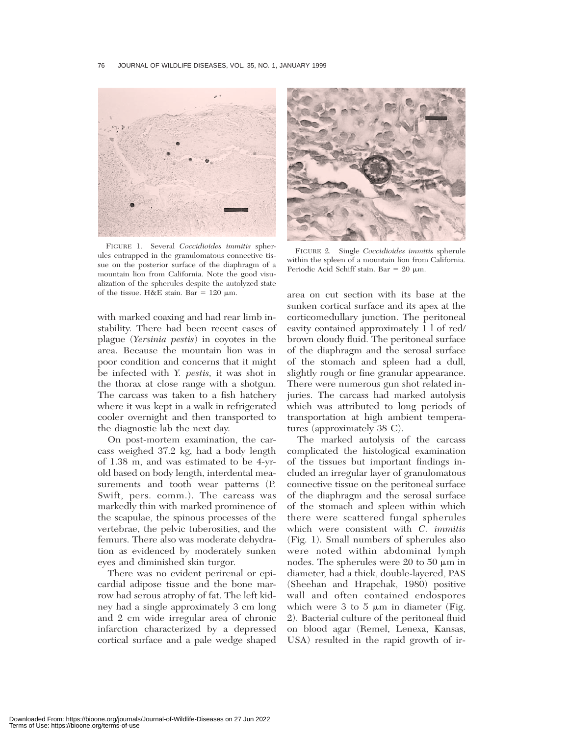FIGURE 1. Several *Coccidioides immitis* spherules entrapped in the granulomatous connective tissue on the posterior surface of the diaphragm of a mountain lion from California. Note the good visualization of the spherules despite the autolyzed state of the tissue. H&E stain. Bar = 120 μm.

FIGURE 2. Single *Coccidioides immitis* spherule within the spleen of a mountain lion from California. Periodic Acid Schiff stain. Bar = 20 μm.

with marked coaxing and had rear limb instability. There had been recent cases of plague (*Yersinia pestis*) in coyotes in the area. Because the mountain lion was in poor condition and concerns that it might be infected with *Y. pestis,* it was shot in the thorax at close range with a shotgun. The carcass was taken to a fish hatchery where it was kept in a walk in refrigerated cooler overnight and then transported to the diagnostic lab the next day.

On post-mortem examination, the carcass weighed 37.2 kg, had a body length of 1.38 m, and was estimated to be 4-yr-old based on body length, interdental measurements and tooth wear patterns (P. Swift, pers. comm.). The carcass was markedly thin with marked prominence of the scapulae, the spinous processes of the vertebrae, the pelvic tuberosities, and the femurs. There also was moderate dehydration as evidenced by moderately sunken eyes and diminished skin turgor.

There was no evident perirenal or epicardial adipose tissue and the bone marrow had serous atrophy of fat. The left kidney had a single approximately 3 cm long and 2 cm wide irregular area of chronic infarction characterized by a depressed cortical surface and a pale wedge shaped area on cut section with its base at the sunken cortical surface and its apex at the corticomedullary junction. The peritoneal cavity contained approximately 1 l of red/brown cloudy fluid. The peritoneal surface of the diaphragm and the serosal surface of the stomach and spleen had a dull, slightly rough or fine granular appearance. There were numerous gun shot related injuries. The carcass had marked autolysis which was attributed to long periods of transportation at high ambient temperatures (approximately 38 C).

The marked autolysis of the carcass complicated the histological examination of the tissues but important findings included an irregular layer of granulomatous connective tissue on the peritoneal surface of the diaphragm and the serosal surface of the stomach and spleen within which there were scattered fungal spherules which were consistent with *C. immitis* (Fig. 1). Small numbers of spherules also were noted within abdominal lymph nodes. The spherules were 20 to 50 μm in diameter, had a thick, double-layered, PAS (Sheehan and Hrapchak, 1980) positive wall and often contained endospores which were 3 to 5 μm in diameter (Fig. 2). Bacterial culture of the peritoneal fluid on blood agar (Remel, Lenexa, Kansas, USA) resulted in the rapid growth of ir-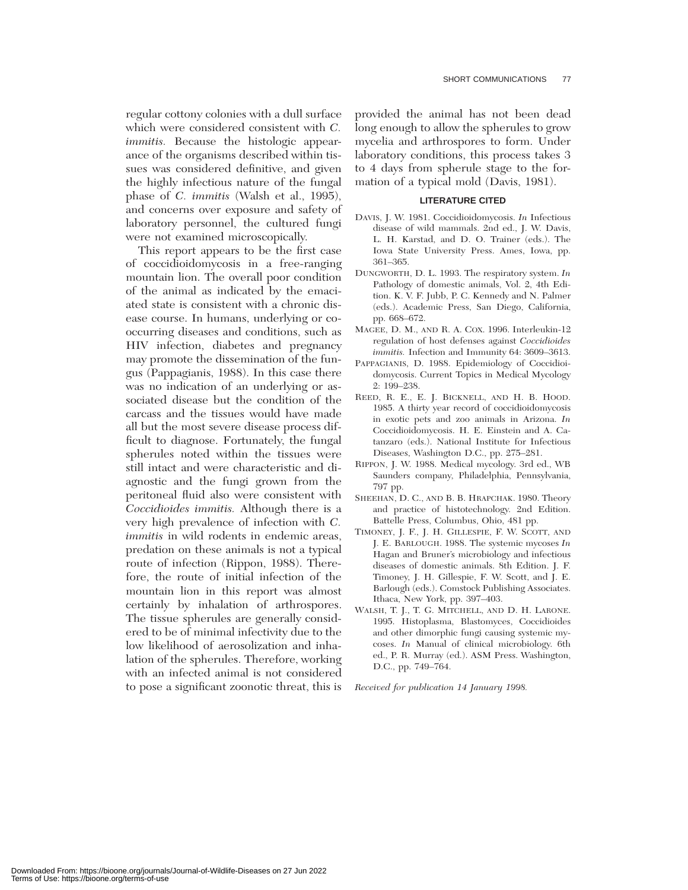regular cottony colonies with a dull surface which were considered consistent with *C. immitis.* Because the histologic appearance of the organisms described within tissues was considered definitive, and given the highly infectious nature of the fungal phase of *C. immitis* (Walsh et al., 1995), and concerns over exposure and safety of laboratory personnel, the cultured fungi were not examined microscopically.

This report appears to be the first case of coccidioidomycosis in a free-ranging mountain lion. The overall poor condition of the animal as indicated by the emaciated state is consistent with a chronic disease course. In humans, underlying or co-occurring diseases and conditions, such as HIV infection, diabetes and pregnancy may promote the dissemination of the fungus (Pappagianis, 1988). In this case there was no indication of an underlying or associated disease but the condition of the carcass and the tissues would have made all but the most severe disease process difficult to diagnose. Fortunately, the fungal spherules noted within the tissues were still intact and were characteristic and diagnostic and the fungi grown from the peritoneal fluid also were consistent with *Coccidioides immitis.* Although there is a very high prevalence of infection with *C. immitis* in wild rodents in endemic areas, predation on these animals is not a typical route of infection (Rippon, 1988). Therefore, the route of initial infection of the mountain lion in this report was almost certainly by inhalation of arthrospores. The tissue spherules are generally considered to be of minimal infectivity due to the low likelihood of aerosolization and inhalation of the spherules. Therefore, working with an infected animal is not considered to pose a significant zoonotic threat, this is provided the animal has not been dead long enough to allow the spherules to grow mycelia and arthrospores to form. Under laboratory conditions, this process takes 3 to 4 days from spherule stage to the formation of a typical mold (Davis, 1981).

## LITERATURE CITED

DAVIS, J. W. 1981. Coccidioidomycosis. *In* Infectious disease of wild mammals. 2nd ed., J. W. Davis, L. H. Karstad, and D. O. Trainer (eds.). The Iowa State University Press. Ames, Iowa, pp. 361–365.

DUNGWORTH, D. L. 1993. The respiratory system. *In* Pathology of domestic animals, Vol. 2, 4th Edition. K. V. F. Jubb, P. C. Kennedy and N. Palmer (eds.). Academic Press, San Diego, California, pp. 668–672.

MAGEE, D. M., AND R. A. COX. 1996. Interleukin-12 regulation of host defenses against *Coccidioides immitis.* Infection and Immunity 64: 3609–3613.

PAPPAGIANIS, D. 1988. Epidemiology of Coccidioidomycosis. Current Topics in Medical Mycology 2: 199–238.

REED, R. E., E. J. BICKNELL, AND H. B. HOOD. 1985. A thirty year record of coccidioidomycosis in exotic pets and zoo animals in Arizona. *In* Coccidioidomycosis. H. E. Einstein and A. Catanzaro (eds.). National Institute for Infectious Diseases, Washington D.C., pp. 275–281.

RIPPON, J. W. 1988. Medical mycology. 3rd ed., WB Saunders company, Philadelphia, Pennsylvania, 797 pp.

SHEEHAN, D. C., AND B. B. HRAPCHAK. 1980. Theory and practice of histotechnology. 2nd Edition. Battelle Press, Columbus, Ohio, 481 pp.

TIMONEY, J. F., J. H. GILLESPIE, F. W. SCOTT, AND J. E. BARLOUGH. 1988. The systemic mycoses *In* Hagan and Bruner's microbiology and infectious diseases of domestic animals. 8th Edition. J. F. Timoney, J. H. Gillespie, F. W. Scott, and J. E. Barlough (eds.). Comstock Publishing Associates. Ithaca, New York, pp. 397–403.

WALSH, T. J., T. G. MITCHELL, AND D. H. LARONE. 1995. Histoplasma, Blastomyces, Coccidioides and other dimorphic fungi causing systemic mycoses. *In* Manual of clinical microbiology. 6th ed., P. R. Murray (ed.). ASM Press. Washington, D.C., pp. 749–764.

*Received for publication 14 January 1998.*